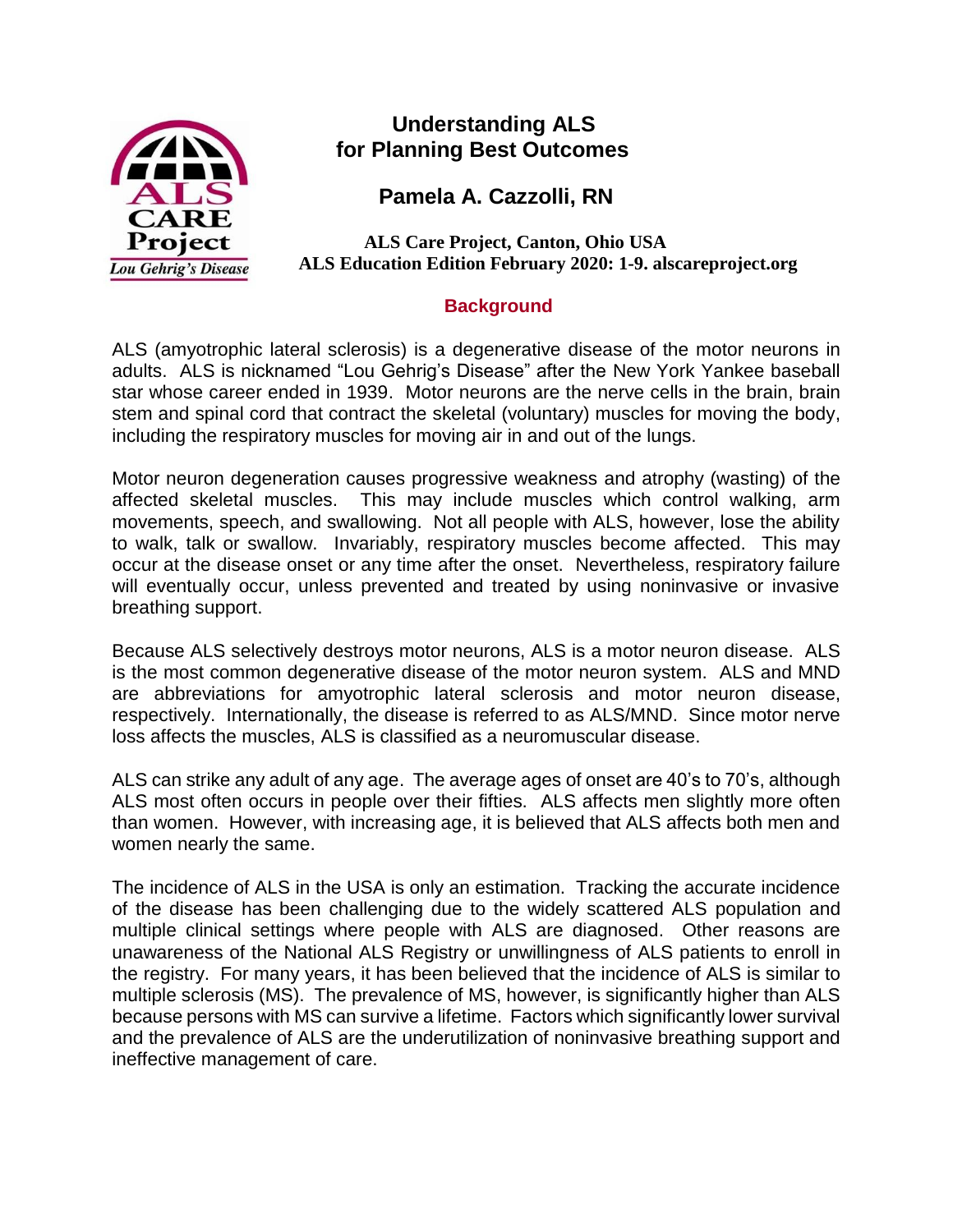# Understanding ALS for Planning Best Outcomes

## Pamela A. Cazzolli, RN

**ALS Care Project, Canton, Ohio USA**
**ALS Education Edition February 2020: 1-9. alscareproject.org**

## Background

ALS (amyotrophic lateral sclerosis) is a degenerative disease of the motor neurons in adults. ALS is nicknamed "Lou Gehrig's Disease" after the New York Yankee baseball star whose career ended in 1939. Motor neurons are the nerve cells in the brain, brain stem and spinal cord that contract the skeletal (voluntary) muscles for moving the body, including the respiratory muscles for moving air in and out of the lungs.

Motor neuron degeneration causes progressive weakness and atrophy (wasting) of the affected skeletal muscles. This may include muscles which control walking, arm movements, speech, and swallowing. Not all people with ALS, however, lose the ability to walk, talk or swallow. Invariably, respiratory muscles become affected. This may occur at the disease onset or any time after the onset. Nevertheless, respiratory failure will eventually occur, unless prevented and treated by using noninvasive or invasive breathing support.

Because ALS selectively destroys motor neurons, ALS is a motor neuron disease. ALS is the most common degenerative disease of the motor neuron system. ALS and MND are abbreviations for amyotrophic lateral sclerosis and motor neuron disease, respectively. Internationally, the disease is referred to as ALS/MND. Since motor nerve loss affects the muscles, ALS is classified as a neuromuscular disease.

ALS can strike any adult of any age. The average ages of onset are 40's to 70's, although ALS most often occurs in people over their fifties. ALS affects men slightly more often than women. However, with increasing age, it is believed that ALS affects both men and women nearly the same.

The incidence of ALS in the USA is only an estimation. Tracking the accurate incidence of the disease has been challenging due to the widely scattered ALS population and multiple clinical settings where people with ALS are diagnosed. Other reasons are unawareness of the National ALS Registry or unwillingness of ALS patients to enroll in the registry. For many years, it has been believed that the incidence of ALS is similar to multiple sclerosis (MS). The prevalence of MS, however, is significantly higher than ALS because persons with MS can survive a lifetime. Factors which significantly lower survival and the prevalence of ALS are the underutilization of noninvasive breathing support and ineffective management of care.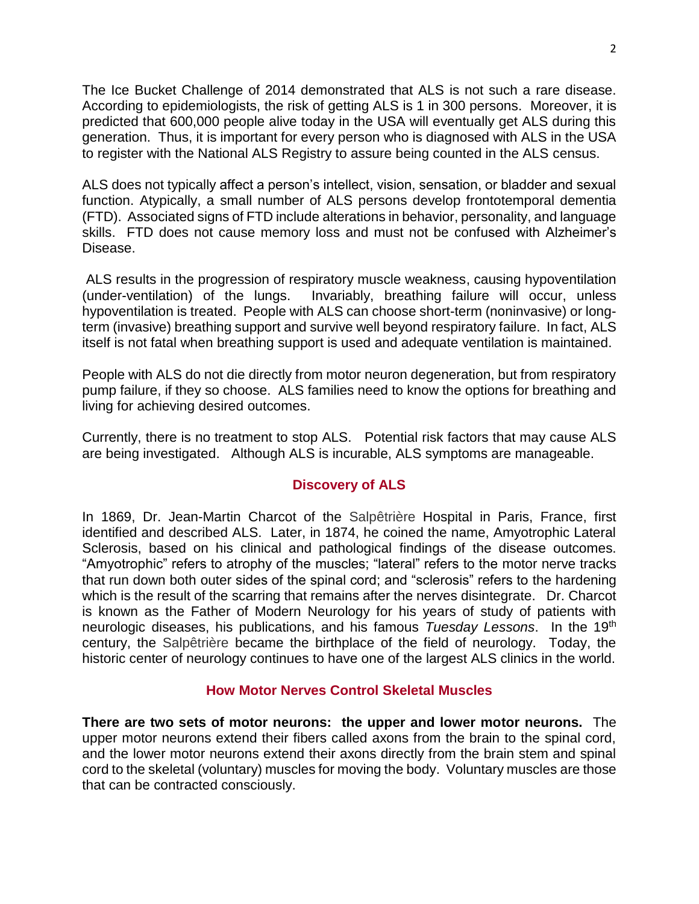The Ice Bucket Challenge of 2014 demonstrated that ALS is not such a rare disease. According to epidemiologists, the risk of getting ALS is 1 in 300 persons. Moreover, it is predicted that 600,000 people alive today in the USA will eventually get ALS during this generation. Thus, it is important for every person who is diagnosed with ALS in the USA to register with the National ALS Registry to assure being counted in the ALS census.

ALS does not typically affect a person's intellect, vision, sensation, or bladder and sexual function. Atypically, a small number of ALS persons develop frontotemporal dementia (FTD). Associated signs of FTD include alterations in behavior, personality, and language skills. FTD does not cause memory loss and must not be confused with Alzheimer's Disease.

ALS results in the progression of respiratory muscle weakness, causing hypoventilation (under-ventilation) of the lungs. Invariably, breathing failure will occur, unless hypoventilation is treated. People with ALS can choose short-term (noninvasive) or long-term (invasive) breathing support and survive well beyond respiratory failure. In fact, ALS itself is not fatal when breathing support is used and adequate ventilation is maintained.

People with ALS do not die directly from motor neuron degeneration, but from respiratory pump failure, if they so choose. ALS families need to know the options for breathing and living for achieving desired outcomes.

Currently, there is no treatment to stop ALS. Potential risk factors that may cause ALS are being investigated. Although ALS is incurable, ALS symptoms are manageable.

## Discovery of ALS

In 1869, Dr. Jean-Martin Charcot of the Salpêtrière Hospital in Paris, France, first identified and described ALS. Later, in 1874, he coined the name, Amyotrophic Lateral Sclerosis, based on his clinical and pathological findings of the disease outcomes. "Amyotrophic" refers to atrophy of the muscles; "lateral" refers to the motor nerve tracks that run down both outer sides of the spinal cord; and "sclerosis" refers to the hardening which is the result of the scarring that remains after the nerves disintegrate. Dr. Charcot is known as the Father of Modern Neurology for his years of study of patients with neurologic diseases, his publications, and his famous *Tuesday Lessons*. In the 19th century, the Salpêtrière became the birthplace of the field of neurology. Today, the historic center of neurology continues to have one of the largest ALS clinics in the world.

## How Motor Nerves Control Skeletal Muscles

**There are two sets of motor neurons: the upper and lower motor neurons.** The upper motor neurons extend their fibers called axons from the brain to the spinal cord, and the lower motor neurons extend their axons directly from the brain stem and spinal cord to the skeletal (voluntary) muscles for moving the body. Voluntary muscles are those that can be contracted consciously.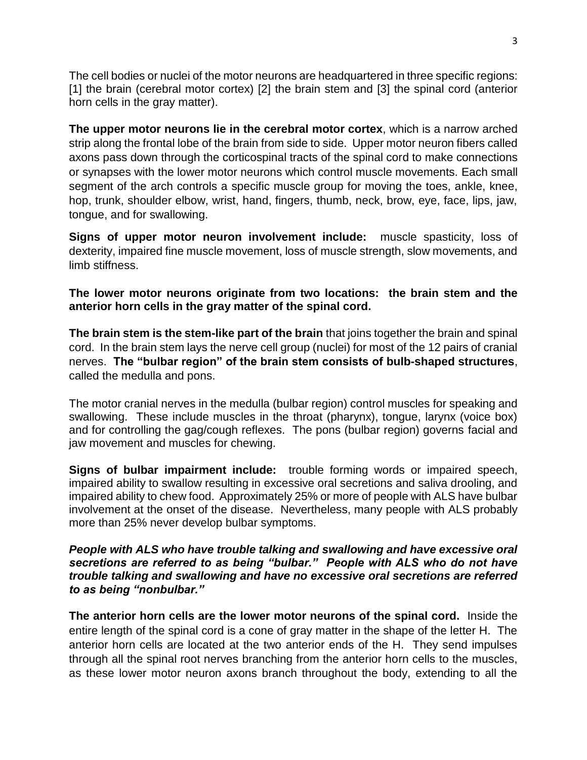The cell bodies or nuclei of the motor neurons are headquartered in three specific regions: [1] the brain (cerebral motor cortex) [2] the brain stem and [3] the spinal cord (anterior horn cells in the gray matter).

**The upper motor neurons lie in the cerebral motor cortex**, which is a narrow arched strip along the frontal lobe of the brain from side to side. Upper motor neuron fibers called axons pass down through the corticospinal tracts of the spinal cord to make connections or synapses with the lower motor neurons which control muscle movements. Each small segment of the arch controls a specific muscle group for moving the toes, ankle, knee, hop, trunk, shoulder elbow, wrist, hand, fingers, thumb, neck, brow, eye, face, lips, jaw, tongue, and for swallowing.

**Signs of upper motor neuron involvement include:** muscle spasticity, loss of dexterity, impaired fine muscle movement, loss of muscle strength, slow movements, and limb stiffness.

**The lower motor neurons originate from two locations: the brain stem and the anterior horn cells in the gray matter of the spinal cord.**

**The brain stem is the stem-like part of the brain** that joins together the brain and spinal cord. In the brain stem lays the nerve cell group (nuclei) for most of the 12 pairs of cranial nerves. **The "bulbar region" of the brain stem consists of bulb-shaped structures**, called the medulla and pons.

The motor cranial nerves in the medulla (bulbar region) control muscles for speaking and swallowing. These include muscles in the throat (pharynx), tongue, larynx (voice box) and for controlling the gag/cough reflexes. The pons (bulbar region) governs facial and jaw movement and muscles for chewing.

**Signs of bulbar impairment include:** trouble forming words or impaired speech, impaired ability to swallow resulting in excessive oral secretions and saliva drooling, and impaired ability to chew food. Approximately 25% or more of people with ALS have bulbar involvement at the onset of the disease. Nevertheless, many people with ALS probably more than 25% never develop bulbar symptoms.

***People with ALS who have trouble talking and swallowing and have excessive oral secretions are referred to as being "bulbar." People with ALS who do not have trouble talking and swallowing and have no excessive oral secretions are referred to as being "nonbulbar."***

**The anterior horn cells are the lower motor neurons of the spinal cord.** Inside the entire length of the spinal cord is a cone of gray matter in the shape of the letter H. The anterior horn cells are located at the two anterior ends of the H. They send impulses through all the spinal root nerves branching from the anterior horn cells to the muscles, as these lower motor neuron axons branch throughout the body, extending to all the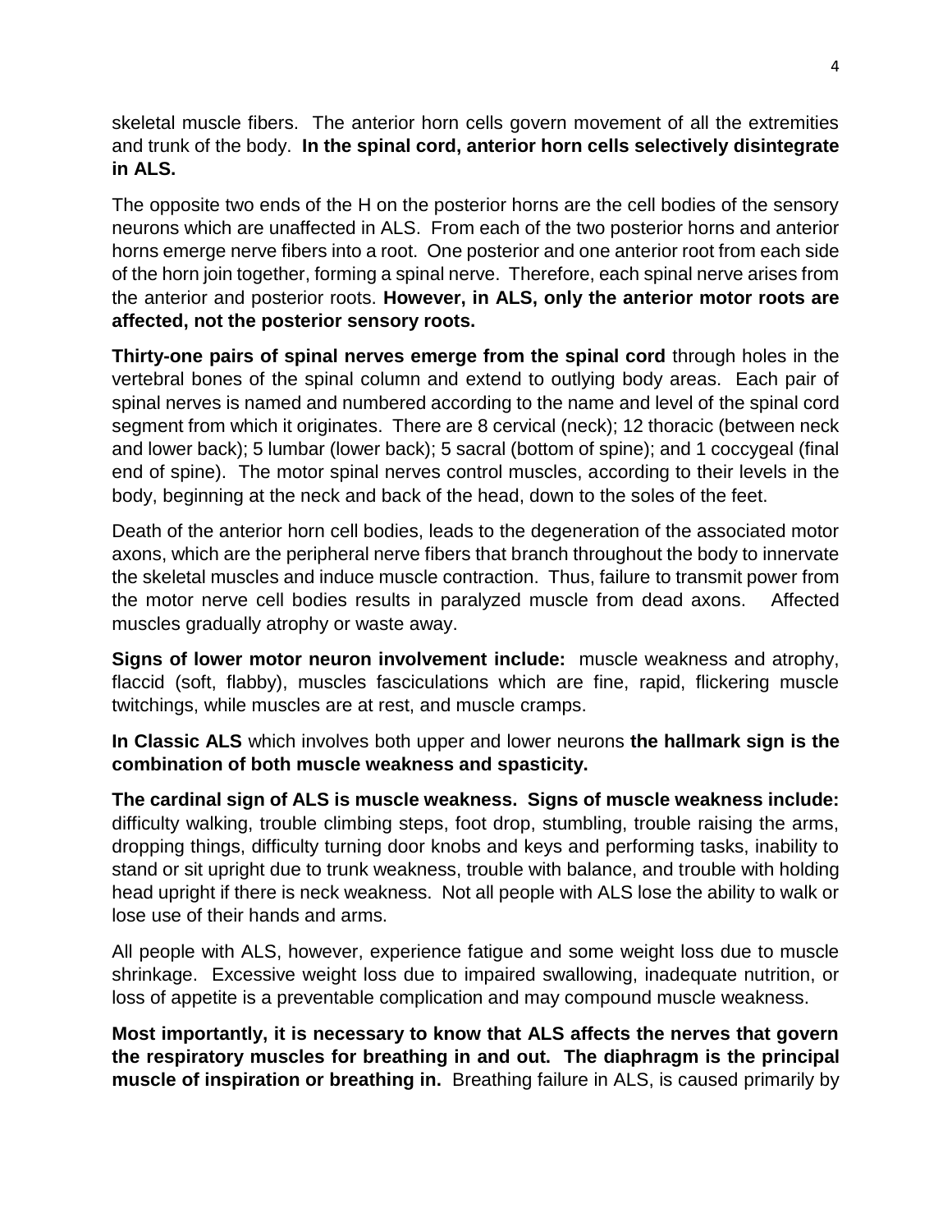skeletal muscle fibers. The anterior horn cells govern movement of all the extremities and trunk of the body. **In the spinal cord, anterior horn cells selectively disintegrate in ALS.**

The opposite two ends of the H on the posterior horns are the cell bodies of the sensory neurons which are unaffected in ALS. From each of the two posterior horns and anterior horns emerge nerve fibers into a root. One posterior and one anterior root from each side of the horn join together, forming a spinal nerve. Therefore, each spinal nerve arises from the anterior and posterior roots. **However, in ALS, only the anterior motor roots are affected, not the posterior sensory roots.**

**Thirty-one pairs of spinal nerves emerge from the spinal cord** through holes in the vertebral bones of the spinal column and extend to outlying body areas. Each pair of spinal nerves is named and numbered according to the name and level of the spinal cord segment from which it originates. There are 8 cervical (neck); 12 thoracic (between neck and lower back); 5 lumbar (lower back); 5 sacral (bottom of spine); and 1 coccygeal (final end of spine). The motor spinal nerves control muscles, according to their levels in the body, beginning at the neck and back of the head, down to the soles of the feet.

Death of the anterior horn cell bodies, leads to the degeneration of the associated motor axons, which are the peripheral nerve fibers that branch throughout the body to innervate the skeletal muscles and induce muscle contraction. Thus, failure to transmit power from the motor nerve cell bodies results in paralyzed muscle from dead axons. Affected muscles gradually atrophy or waste away.

**Signs of lower motor neuron involvement include:** muscle weakness and atrophy, flaccid (soft, flabby), muscles fasciculations which are fine, rapid, flickering muscle twitchings, while muscles are at rest, and muscle cramps.

**In Classic ALS** which involves both upper and lower neurons **the hallmark sign is the combination of both muscle weakness and spasticity.**

**The cardinal sign of ALS is muscle weakness. Signs of muscle weakness include:** difficulty walking, trouble climbing steps, foot drop, stumbling, trouble raising the arms, dropping things, difficulty turning door knobs and keys and performing tasks, inability to stand or sit upright due to trunk weakness, trouble with balance, and trouble with holding head upright if there is neck weakness. Not all people with ALS lose the ability to walk or lose use of their hands and arms.

All people with ALS, however, experience fatigue and some weight loss due to muscle shrinkage. Excessive weight loss due to impaired swallowing, inadequate nutrition, or loss of appetite is a preventable complication and may compound muscle weakness.

**Most importantly, it is necessary to know that ALS affects the nerves that govern the respiratory muscles for breathing in and out. The diaphragm is the principal muscle of inspiration or breathing in.** Breathing failure in ALS, is caused primarily by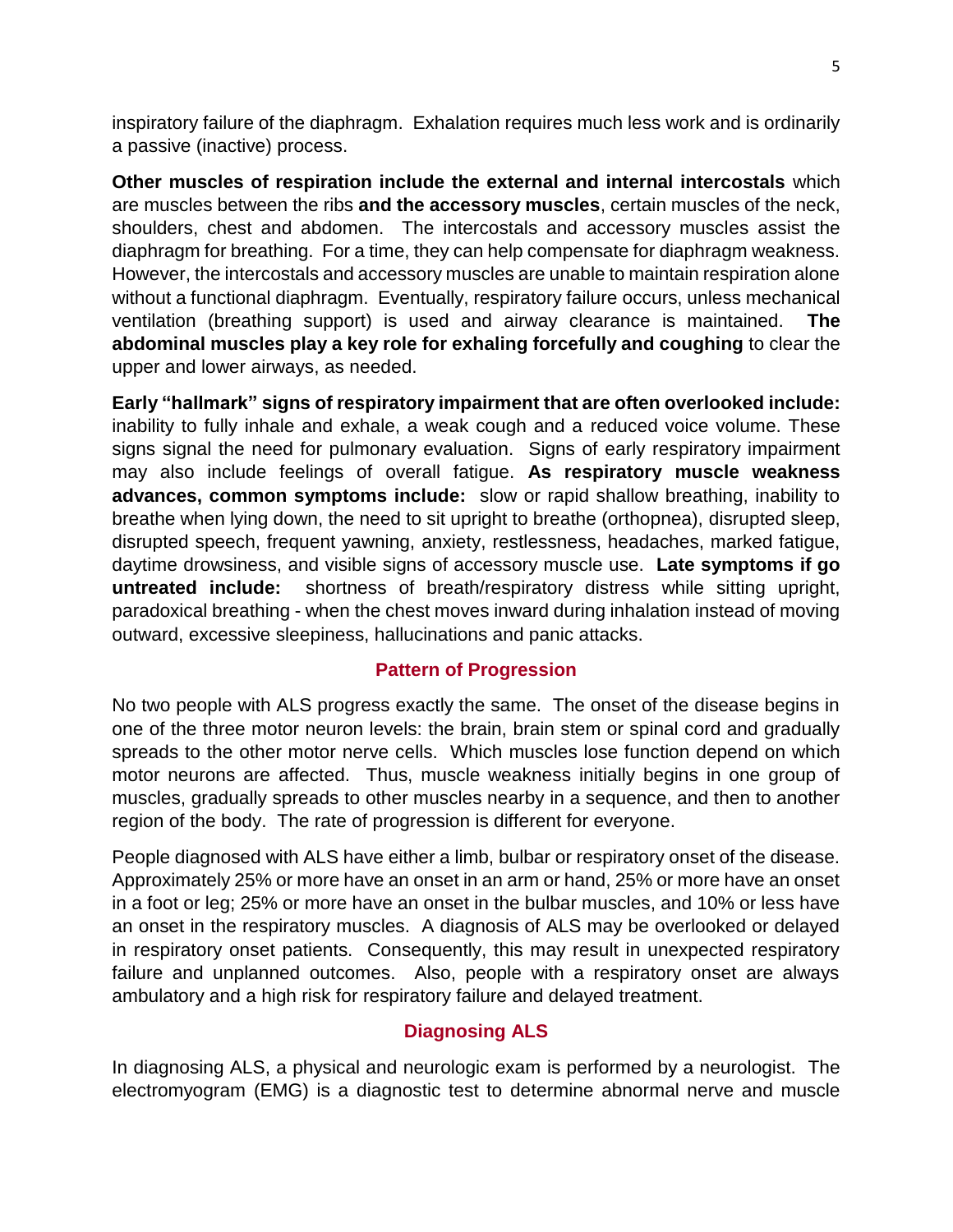inspiratory failure of the diaphragm. Exhalation requires much less work and is ordinarily a passive (inactive) process.

**Other muscles of respiration include the external and internal intercostals** which are muscles between the ribs **and the accessory muscles**, certain muscles of the neck, shoulders, chest and abdomen. The intercostals and accessory muscles assist the diaphragm for breathing. For a time, they can help compensate for diaphragm weakness. However, the intercostals and accessory muscles are unable to maintain respiration alone without a functional diaphragm. Eventually, respiratory failure occurs, unless mechanical ventilation (breathing support) is used and airway clearance is maintained. **The abdominal muscles play a key role for exhaling forcefully and coughing** to clear the upper and lower airways, as needed.

**Early "hallmark" signs of respiratory impairment that are often overlooked include:** inability to fully inhale and exhale, a weak cough and a reduced voice volume. These signs signal the need for pulmonary evaluation. Signs of early respiratory impairment may also include feelings of overall fatigue. **As respiratory muscle weakness advances, common symptoms include:** slow or rapid shallow breathing, inability to breathe when lying down, the need to sit upright to breathe (orthopnea), disrupted sleep, disrupted speech, frequent yawning, anxiety, restlessness, headaches, marked fatigue, daytime drowsiness, and visible signs of accessory muscle use. **Late symptoms if go untreated include:** shortness of breath/respiratory distress while sitting upright, paradoxical breathing - when the chest moves inward during inhalation instead of moving outward, excessive sleepiness, hallucinations and panic attacks.

## Pattern of Progression

No two people with ALS progress exactly the same. The onset of the disease begins in one of the three motor neuron levels: the brain, brain stem or spinal cord and gradually spreads to the other motor nerve cells. Which muscles lose function depend on which motor neurons are affected. Thus, muscle weakness initially begins in one group of muscles, gradually spreads to other muscles nearby in a sequence, and then to another region of the body. The rate of progression is different for everyone.

People diagnosed with ALS have either a limb, bulbar or respiratory onset of the disease. Approximately 25% or more have an onset in an arm or hand, 25% or more have an onset in a foot or leg; 25% or more have an onset in the bulbar muscles, and 10% or less have an onset in the respiratory muscles. A diagnosis of ALS may be overlooked or delayed in respiratory onset patients. Consequently, this may result in unexpected respiratory failure and unplanned outcomes. Also, people with a respiratory onset are always ambulatory and a high risk for respiratory failure and delayed treatment.

## Diagnosing ALS

In diagnosing ALS, a physical and neurologic exam is performed by a neurologist. The electromyogram (EMG) is a diagnostic test to determine abnormal nerve and muscle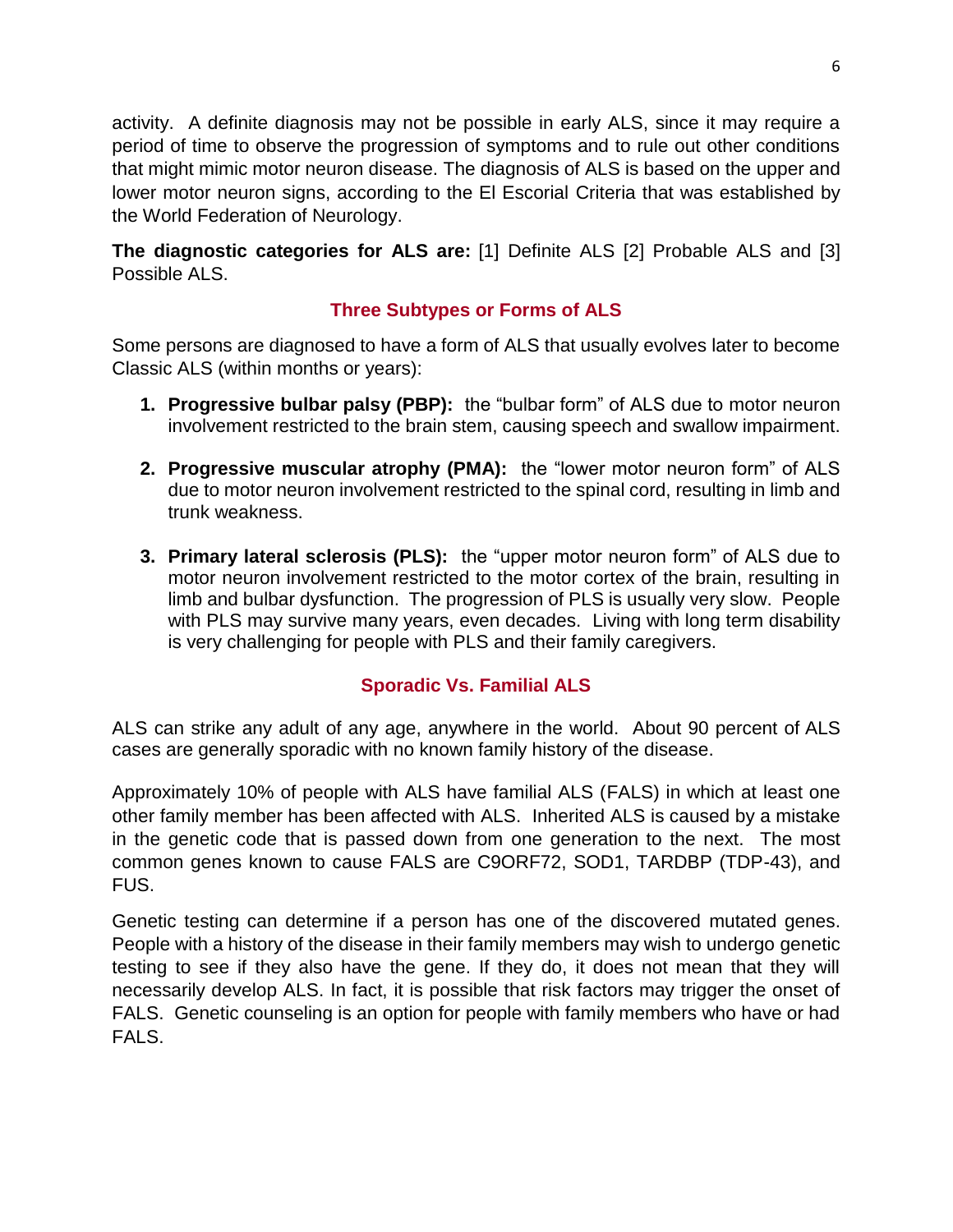activity. A definite diagnosis may not be possible in early ALS, since it may require a period of time to observe the progression of symptoms and to rule out other conditions that might mimic motor neuron disease. The diagnosis of ALS is based on the upper and lower motor neuron signs, according to the El Escorial Criteria that was established by the World Federation of Neurology.

**The diagnostic categories for ALS are:** [1] Definite ALS [2] Probable ALS and [3] Possible ALS.

## Three Subtypes or Forms of ALS

Some persons are diagnosed to have a form of ALS that usually evolves later to become Classic ALS (within months or years):

1. **Progressive bulbar palsy (PBP):** the "bulbar form" of ALS due to motor neuron involvement restricted to the brain stem, causing speech and swallow impairment.

2. **Progressive muscular atrophy (PMA):** the "lower motor neuron form" of ALS due to motor neuron involvement restricted to the spinal cord, resulting in limb and trunk weakness.

3. **Primary lateral sclerosis (PLS):** the "upper motor neuron form" of ALS due to motor neuron involvement restricted to the motor cortex of the brain, resulting in limb and bulbar dysfunction. The progression of PLS is usually very slow. People with PLS may survive many years, even decades. Living with long term disability is very challenging for people with PLS and their family caregivers.

## Sporadic Vs. Familial ALS

ALS can strike any adult of any age, anywhere in the world. About 90 percent of ALS cases are generally sporadic with no known family history of the disease.

Approximately 10% of people with ALS have familial ALS (FALS) in which at least one other family member has been affected with ALS. Inherited ALS is caused by a mistake in the genetic code that is passed down from one generation to the next. The most common genes known to cause FALS are C9ORF72, SOD1, TARDBP (TDP-43), and FUS.

Genetic testing can determine if a person has one of the discovered mutated genes. People with a history of the disease in their family members may wish to undergo genetic testing to see if they also have the gene. If they do, it does not mean that they will necessarily develop ALS. In fact, it is possible that risk factors may trigger the onset of FALS. Genetic counseling is an option for people with family members who have or had FALS.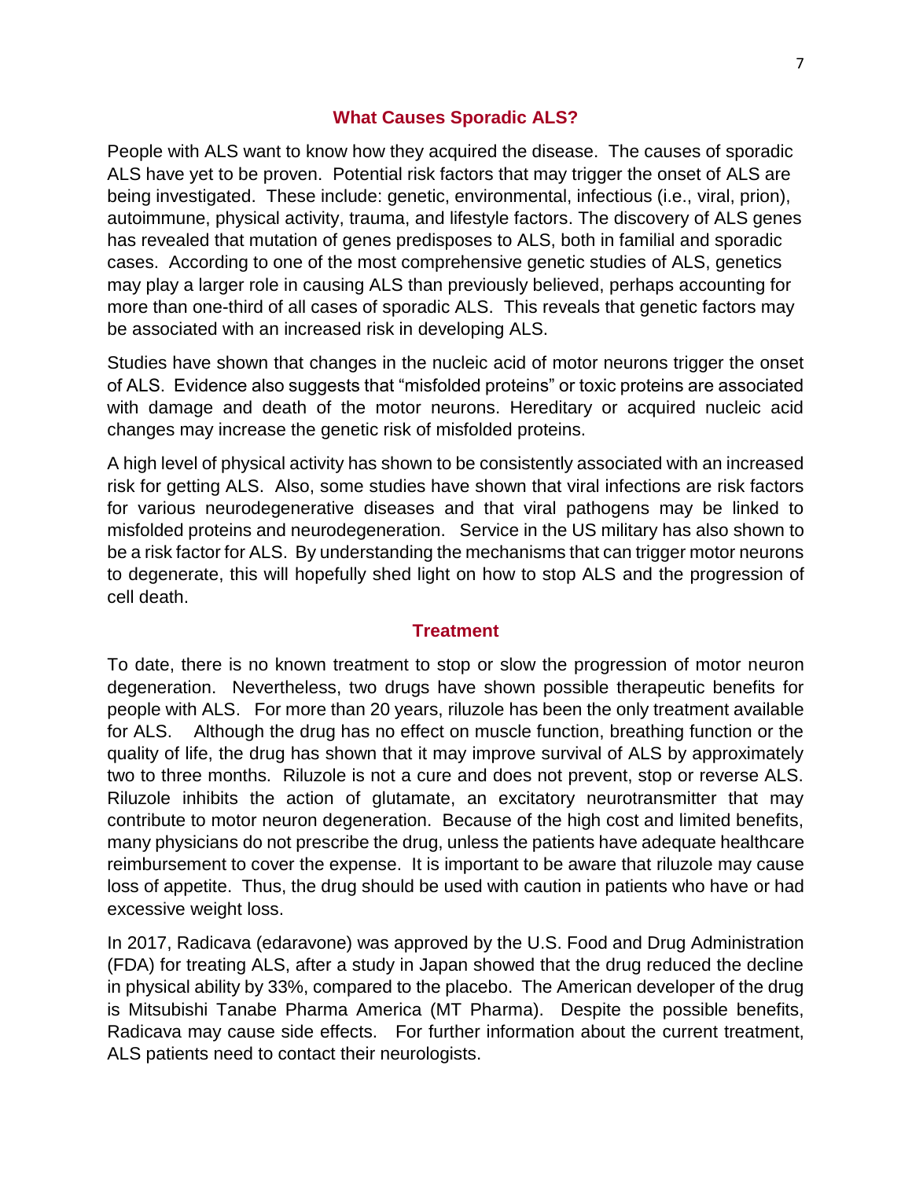## What Causes Sporadic ALS?

People with ALS want to know how they acquired the disease. The causes of sporadic ALS have yet to be proven. Potential risk factors that may trigger the onset of ALS are being investigated. These include: genetic, environmental, infectious (i.e., viral, prion), autoimmune, physical activity, trauma, and lifestyle factors. The discovery of ALS genes has revealed that mutation of genes predisposes to ALS, both in familial and sporadic cases. According to one of the most comprehensive genetic studies of ALS, genetics may play a larger role in causing ALS than previously believed, perhaps accounting for more than one-third of all cases of sporadic ALS. This reveals that genetic factors may be associated with an increased risk in developing ALS.

Studies have shown that changes in the nucleic acid of motor neurons trigger the onset of ALS. Evidence also suggests that "misfolded proteins" or toxic proteins are associated with damage and death of the motor neurons. Hereditary or acquired nucleic acid changes may increase the genetic risk of misfolded proteins.

A high level of physical activity has shown to be consistently associated with an increased risk for getting ALS. Also, some studies have shown that viral infections are risk factors for various neurodegenerative diseases and that viral pathogens may be linked to misfolded proteins and neurodegeneration. Service in the US military has also shown to be a risk factor for ALS. By understanding the mechanisms that can trigger motor neurons to degenerate, this will hopefully shed light on how to stop ALS and the progression of cell death.

## Treatment

To date, there is no known treatment to stop or slow the progression of motor neuron degeneration. Nevertheless, two drugs have shown possible therapeutic benefits for people with ALS. For more than 20 years, riluzole has been the only treatment available for ALS. Although the drug has no effect on muscle function, breathing function or the quality of life, the drug has shown that it may improve survival of ALS by approximately two to three months. Riluzole is not a cure and does not prevent, stop or reverse ALS. Riluzole inhibits the action of glutamate, an excitatory neurotransmitter that may contribute to motor neuron degeneration. Because of the high cost and limited benefits, many physicians do not prescribe the drug, unless the patients have adequate healthcare reimbursement to cover the expense. It is important to be aware that riluzole may cause loss of appetite. Thus, the drug should be used with caution in patients who have or had excessive weight loss.

In 2017, Radicava (edaravone) was approved by the U.S. Food and Drug Administration (FDA) for treating ALS, after a study in Japan showed that the drug reduced the decline in physical ability by 33%, compared to the placebo. The American developer of the drug is Mitsubishi Tanabe Pharma America (MT Pharma). Despite the possible benefits, Radicava may cause side effects. For further information about the current treatment, ALS patients need to contact their neurologists.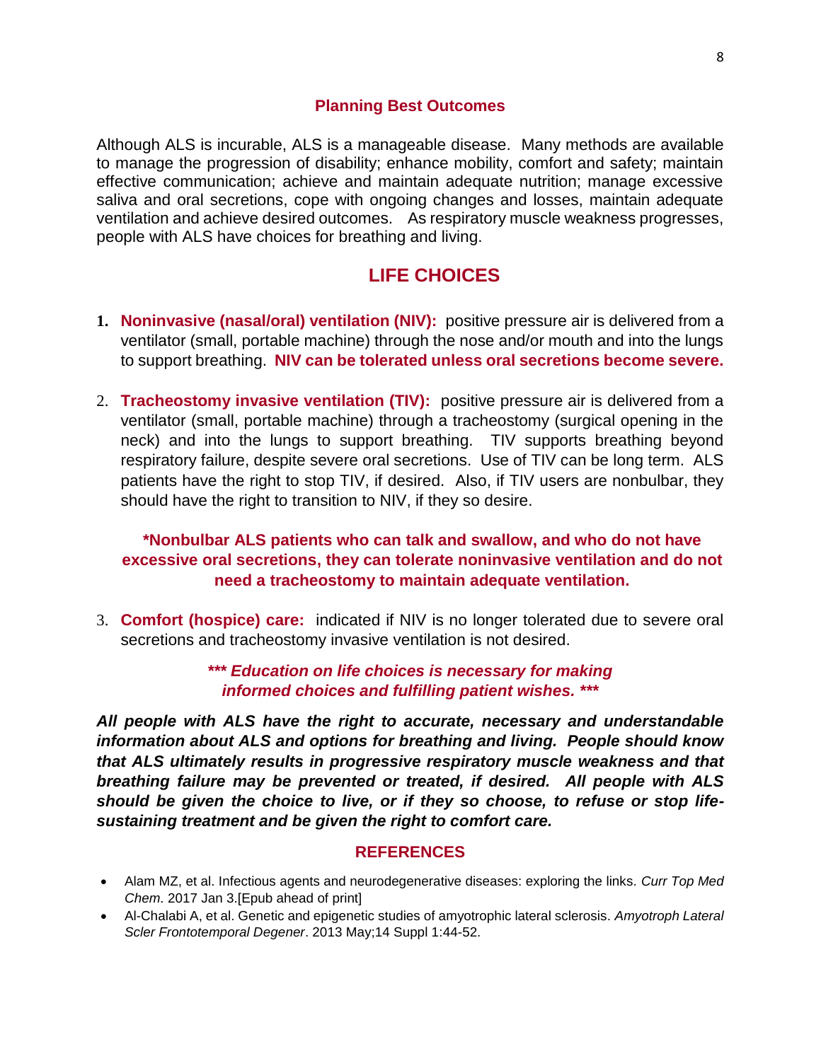## Planning Best Outcomes

Although ALS is incurable, ALS is a manageable disease. Many methods are available to manage the progression of disability; enhance mobility, comfort and safety; maintain effective communication; achieve and maintain adequate nutrition; manage excessive saliva and oral secretions, cope with ongoing changes and losses, maintain adequate ventilation and achieve desired outcomes. As respiratory muscle weakness progresses, people with ALS have choices for breathing and living.

## LIFE CHOICES

1. **Noninvasive (nasal/oral) ventilation (NIV):** positive pressure air is delivered from a ventilator (small, portable machine) through the nose and/or mouth and into the lungs to support breathing. **NIV can be tolerated unless oral secretions become severe.**

2. **Tracheostomy invasive ventilation (TIV):** positive pressure air is delivered from a ventilator (small, portable machine) through a tracheostomy (surgical opening in the neck) and into the lungs to support breathing. TIV supports breathing beyond respiratory failure, despite severe oral secretions. Use of TIV can be long term. ALS patients have the right to stop TIV, if desired. Also, if TIV users are nonbulbar, they should have the right to transition to NIV, if they so desire.

**\*Nonbulbar ALS patients who can talk and swallow, and who do not have excessive oral secretions, they can tolerate noninvasive ventilation and do not need a tracheostomy to maintain adequate ventilation.**

3. **Comfort (hospice) care:** indicated if NIV is no longer tolerated due to severe oral secretions and tracheostomy invasive ventilation is not desired.

***\*\*\* Education on life choices is necessary for making informed choices and fulfilling patient wishes. \*\*\****

***All people with ALS have the right to accurate, necessary and understandable information about ALS and options for breathing and living. People should know that ALS ultimately results in progressive respiratory muscle weakness and that breathing failure may be prevented or treated, if desired. All people with ALS should be given the choice to live, or if they so choose, to refuse or stop life-sustaining treatment and be given the right to comfort care.***

## REFERENCES

- Alam MZ, et al. Infectious agents and neurodegenerative diseases: exploring the links. *Curr Top Med Chem*. 2017 Jan 3.[Epub ahead of print]
- Al-Chalabi A, et al. Genetic and epigenetic studies of amyotrophic lateral sclerosis. *Amyotroph Lateral Scler Frontotemporal Degener*. 2013 May;14 Suppl 1:44-52.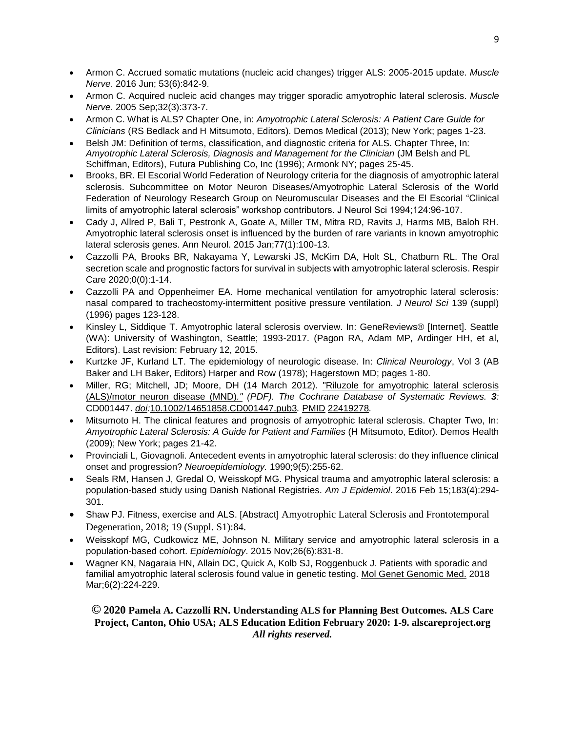- Armon C. Accrued somatic mutations (nucleic acid changes) trigger ALS: 2005-2015 update. *Muscle Nerve*. 2016 Jun; 53(6):842-9.
- Armon C. Acquired nucleic acid changes may trigger sporadic amyotrophic lateral sclerosis. *Muscle Nerve*. 2005 Sep;32(3):373-7.
- Armon C. What is ALS? Chapter One, in: *Amyotrophic Lateral Sclerosis: A Patient Care Guide for Clinicians* (RS Bedlack and H Mitsumoto, Editors). Demos Medical (2013); New York; pages 1-23.
- Belsh JM: Definition of terms, classification, and diagnostic criteria for ALS. Chapter Three, In: *Amyotrophic Lateral Sclerosis, Diagnosis and Management for the Clinician* (JM Belsh and PL Schiffman, Editors), Futura Publishing Co, Inc (1996); Armonk NY; pages 25-45.
- Brooks, BR. El Escorial World Federation of Neurology criteria for the diagnosis of amyotrophic lateral sclerosis. Subcommittee on Motor Neuron Diseases/Amyotrophic Lateral Sclerosis of the World Federation of Neurology Research Group on Neuromuscular Diseases and the El Escorial "Clinical limits of amyotrophic lateral sclerosis" workshop contributors. J Neurol Sci 1994;124:96-107.
- Cady J, Allred P, Bali T, Pestronk A, Goate A, Miller TM, Mitra RD, Ravits J, Harms MB, Baloh RH. Amyotrophic lateral sclerosis onset is influenced by the burden of rare variants in known amyotrophic lateral sclerosis genes. Ann Neurol. 2015 Jan;77(1):100-13.
- Cazzolli PA, Brooks BR, Nakayama Y, Lewarski JS, McKim DA, Holt SL, Chatburn RL. The Oral secretion scale and prognostic factors for survival in subjects with amyotrophic lateral sclerosis. Respir Care 2020;0(0):1-14.
- Cazzolli PA and Oppenheimer EA. Home mechanical ventilation for amyotrophic lateral sclerosis: nasal compared to tracheostomy-intermittent positive pressure ventilation. *J Neurol Sci* 139 (suppl) (1996) pages 123-128.
- Kinsley L, Siddique T. Amyotrophic lateral sclerosis overview. In: GeneReviews® [Internet]. Seattle (WA): University of Washington, Seattle; 1993-2017. (Pagon RA, Adam MP, Ardinger HH, et al, Editors). Last revision: February 12, 2015.
- Kurtzke JF, Kurland LT. The epidemiology of neurologic disease. In: *Clinical Neurology*, Vol 3 (AB Baker and LH Baker, Editors) Harper and Row (1978); Hagerstown MD; pages 1-80.
- Miller, RG; Mitchell, JD; Moore, DH (14 March 2012). "Riluzole for amyotrophic lateral sclerosis (ALS)/motor neuron disease (MND)." *(PDF). The Cochrane Database of Systematic Reviews.* ***3****:* CD001447. *doi:*10.1002/14651858.CD001447.pub3*.* PMID 22419278*.*
- Mitsumoto H. The clinical features and prognosis of amyotrophic lateral sclerosis. Chapter Two, In: *Amyotrophic Lateral Sclerosis: A Guide for Patient and Families* (H Mitsumoto, Editor). Demos Health (2009); New York; pages 21-42.
- Provinciali L, Giovagnoli. Antecedent events in amyotrophic lateral sclerosis: do they influence clinical onset and progression? *Neuroepidemiology.* 1990;9(5):255-62.
- Seals RM, Hansen J, Gredal O, Weisskopf MG. Physical trauma and amyotrophic lateral sclerosis: a population-based study using Danish National Registries. *Am J Epidemiol*. 2016 Feb 15;183(4):294-301.
- Shaw PJ. Fitness, exercise and ALS. [Abstract] Amyotrophic Lateral Sclerosis and Frontotemporal Degeneration, 2018; 19 (Suppl. S1):84.
- Weisskopf MG, Cudkowicz ME, Johnson N. Military service and amyotrophic lateral sclerosis in a population-based cohort. *Epidemiology*. 2015 Nov;26(6):831-8.
- Wagner KN, Nagaraia HN, Allain DC, Quick A, Kolb SJ, Roggenbuck J. Patients with sporadic and familial amyotrophic lateral sclerosis found value in genetic testing. Mol Genet Genomic Med. 2018 Mar;6(2):224-229.

**© 2020 Pamela A. Cazzolli RN. Understanding ALS for Planning Best Outcomes. ALS Care Project, Canton, Ohio USA; ALS Education Edition February 2020: 1-9. alscareproject.org**
***All rights reserved.***